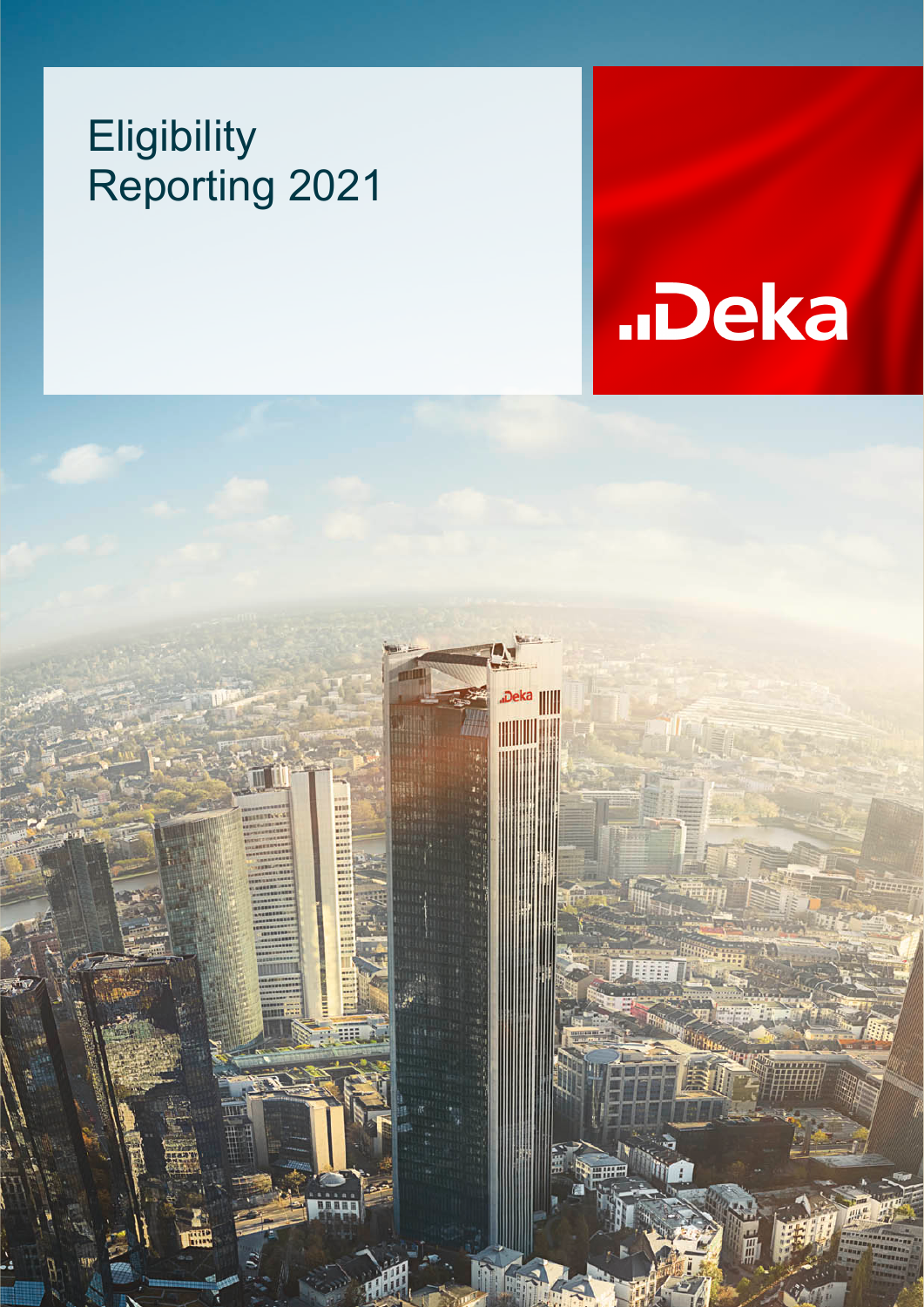# Eligibility Reporting 2021

Deka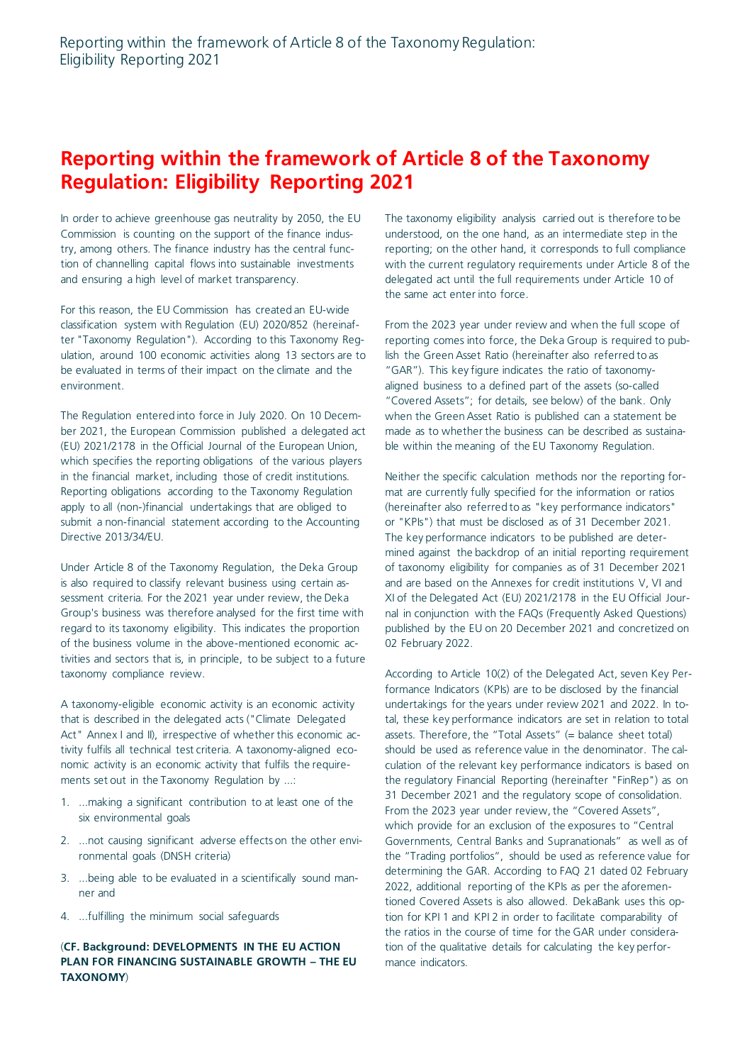# Reporting within the framework of Article 8 of the Taxonomy Regulation: Eligibility Reporting 2021

In order to achieve greenhouse gas neutrality by 2050, the EU Commission is counting on the support of the finance industry, among others. The finance industry has the central function of channelling capital flows into sustainable investments and ensuring a high level of market transparency.

For this reason, the EU Commission has created an EU-wide classification system with Regulation (EU) 2020/852 (hereinafter "Taxonomy Regulation"). According to this Taxonomy Regulation, around 100 economic activities along 13 sectors are to be evaluated in terms of their impact on the climate and the environment.

The Regulation entered into force in July 2020. On 10 December 2021, the European Commission published a delegated act (EU) 2021/2178 in the Official Journal of the European Union, which specifies the reporting obligations of the various players in the financial market, including those of credit institutions. Reporting obligations according to the Taxonomy Regulation apply to all (non-)financial undertakings that are obliged to submit a non-financial statement according to the Accounting Directive 2013/34/EU.

Under Article 8 of the Taxonomy Regulation, the Deka Group is also required to classify relevant business using certain assessment criteria. For the 2021 year under review, the Deka Group's business was therefore analysed for the first time with regard to its taxonomy eligibility. This indicates the proportion of the business volume in the above-mentioned economic activities and sectors that is, in principle, to be subject to a future taxonomy compliance review.

A taxonomy-eligible economic activity is an economic activity that is described in the delegated acts ("Climate Delegated Act" Annex I and II), irrespective of whether this economic activity fulfils all technical test criteria. A taxonomy-aligned economic activity is an economic activity that fulfils the requirements set out in the Taxonomy Regulation by ...:

1. ...making a significant contribution to at least one of the six environmental goals
2. ...not causing significant adverse effects on the other environmental goals (DNSH criteria)
3. ...being able to be evaluated in a scientifically sound manner and
4. ...fulfilling the minimum social safeguards

(**CF. Background: DEVELOPMENTS IN THE EU ACTION PLAN FOR FINANCING SUSTAINABLE GROWTH – THE EU TAXONOMY**)

The taxonomy eligibility analysis carried out is therefore to be understood, on the one hand, as an intermediate step in the reporting; on the other hand, it corresponds to full compliance with the current regulatory requirements under Article 8 of the delegated act until the full requirements under Article 10 of the same act enter into force.

From the 2023 year under review and when the full scope of reporting comes into force, the Deka Group is required to publish the Green Asset Ratio (hereinafter also referred to as "GAR"). This key figure indicates the ratio of taxonomy-aligned business to a defined part of the assets (so-called "Covered Assets"; for details, see below) of the bank. Only when the Green Asset Ratio is published can a statement be made as to whether the business can be described as sustainable within the meaning of the EU Taxonomy Regulation.

Neither the specific calculation methods nor the reporting format are currently fully specified for the information or ratios (hereinafter also referred to as "key performance indicators" or "KPIs") that must be disclosed as of 31 December 2021. The key performance indicators to be published are determined against the backdrop of an initial reporting requirement of taxonomy eligibility for companies as of 31 December 2021 and are based on the Annexes for credit institutions V, VI and XI of the Delegated Act (EU) 2021/2178 in the EU Official Journal in conjunction with the FAQs (Frequently Asked Questions) published by the EU on 20 December 2021 and concretized on 02 February 2022.

According to Article 10(2) of the Delegated Act, seven Key Performance Indicators (KPIs) are to be disclosed by the financial undertakings for the years under review 2021 and 2022. In total, these key performance indicators are set in relation to total assets. Therefore, the "Total Assets" (= balance sheet total) should be used as reference value in the denominator. The calculation of the relevant key performance indicators is based on the regulatory Financial Reporting (hereinafter "FinRep") as on 31 December 2021 and the regulatory scope of consolidation. From the 2023 year under review, the "Covered Assets", which provide for an exclusion of the exposures to "Central Governments, Central Banks and Supranationals" as well as of the "Trading portfolios", should be used as reference value for determining the GAR. According to FAQ 21 dated 02 February 2022, additional reporting of the KPIs as per the aforementioned Covered Assets is also allowed. DekaBank uses this option for KPI 1 and KPI 2 in order to facilitate comparability of the ratios in the course of time for the GAR under consideration of the qualitative details for calculating the key performance indicators.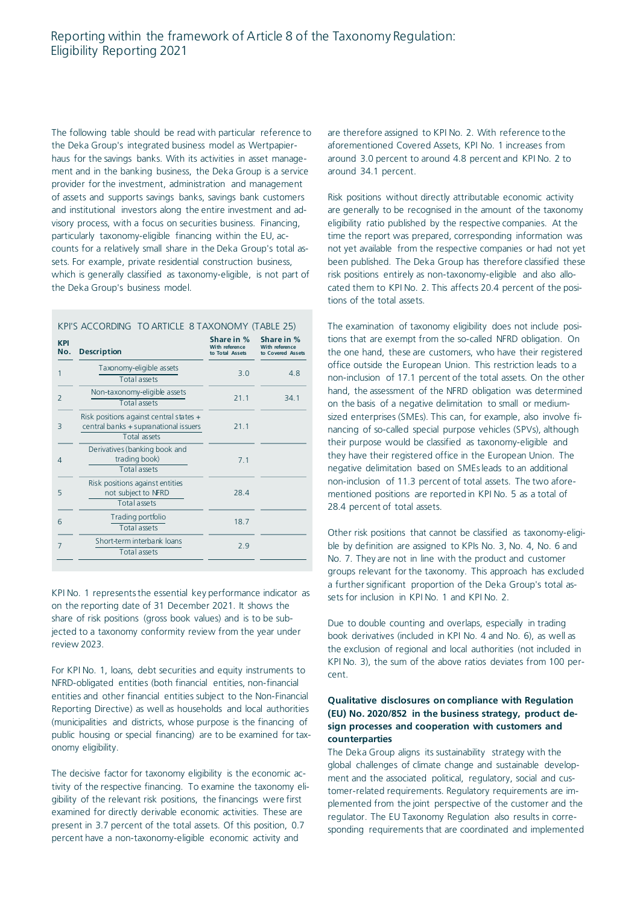# Reporting within the framework of Article 8 of the Taxonomy Regulation: Eligibility Reporting 2021

The following table should be read with particular reference to the Deka Group's integrated business model as Wertpapierhaus for the savings banks. With its activities in asset management and in the banking business, the Deka Group is a service provider for the investment, administration and management of assets and supports savings banks, savings bank customers and institutional investors along the entire investment and advisory process, with a focus on securities business. Financing, particularly taxonomy-eligible financing within the EU, accounts for a relatively small share in the Deka Group's total assets. For example, private residential construction business, which is generally classified as taxonomy-eligible, is not part of the Deka Group's business model.

KPI'S ACCORDING TO ARTICLE 8 TAXONOMY (TABLE 25)

| KPI No. | Description | Share in % With reference to Total Assets | Share in % With reference to Covered Assets |
|---|---|---|---|
| 1 | Taxonomy-eligible assets / Total assets | 3.0 | 4.8 |
| 2 | Non-taxonomy-eligible assets / Total assets | 21.1 | 34.1 |
| 3 | Risk positions against central states + central banks + supranational issuers / Total assets | 21.1 | |
| 4 | Derivatives (banking book and trading book) / Total assets | 7.1 | |
| 5 | Risk positions against entities not subject to NFRD / Total assets | 28.4 | |
| 6 | Trading portfolio / Total assets | 18.7 | |
| 7 | Short-term interbank loans / Total assets | 2.9 | |

KPI No. 1 represents the essential key performance indicator as on the reporting date of 31 December 2021. It shows the share of risk positions (gross book values) and is to be subjected to a taxonomy conformity review from the year under review 2023.

For KPI No. 1, loans, debt securities and equity instruments to NFRD-obligated entities (both financial entities, non-financial entities and other financial entities subject to the Non-Financial Reporting Directive) as well as households and local authorities (municipalities and districts, whose purpose is the financing of public housing or special financing) are to be examined for taxonomy eligibility.

The decisive factor for taxonomy eligibility is the economic activity of the respective financing. To examine the taxonomy eligibility of the relevant risk positions, the financings were first examined for directly derivable economic activities. These are present in 3.7 percent of the total assets. Of this position, 0.7 percent have a non-taxonomy-eligible economic activity and are therefore assigned to KPI No. 2. With reference to the aforementioned Covered Assets, KPI No. 1 increases from around 3.0 percent to around 4.8 percent and KPI No. 2 to around 34.1 percent.

Risk positions without directly attributable economic activity are generally to be recognised in the amount of the taxonomy eligibility ratio published by the respective companies. At the time the report was prepared, corresponding information was not yet available from the respective companies or had not yet been published. The Deka Group has therefore classified these risk positions entirely as non-taxonomy-eligible and also allocated them to KPI No. 2. This affects 20.4 percent of the positions of the total assets.

The examination of taxonomy eligibility does not include positions that are exempt from the so-called NFRD obligation. On the one hand, these are customers, who have their registered office outside the European Union. This restriction leads to a non-inclusion of 17.1 percent of the total assets. On the other hand, the assessment of the NFRD obligation was determined on the basis of a negative delimitation to small or medium-sized enterprises (SMEs). This can, for example, also involve financing of so-called special purpose vehicles (SPVs), although their purpose would be classified as taxonomy-eligible and they have their registered office in the European Union. The negative delimitation based on SMEs leads to an additional non-inclusion of 11.3 percent of total assets. The two aforementioned positions are reported in KPI No. 5 as a total of 28.4 percent of total assets.

Other risk positions that cannot be classified as taxonomy-eligible by definition are assigned to KPIs No. 3, No. 4, No. 6 and No. 7. They are not in line with the product and customer groups relevant for the taxonomy. This approach has excluded a further significant proportion of the Deka Group's total assets for inclusion in KPI No. 1 and KPI No. 2.

Due to double counting and overlaps, especially in trading book derivatives (included in KPI No. 4 and No. 6), as well as the exclusion of regional and local authorities (not included in KPI No. 3), the sum of the above ratios deviates from 100 percent.

**Qualitative disclosures on compliance with Regulation (EU) No. 2020/852 in the business strategy, product design processes and cooperation with customers and counterparties**

The Deka Group aligns its sustainability strategy with the global challenges of climate change and sustainable development and the associated political, regulatory, social and customer-related requirements. Regulatory requirements are implemented from the joint perspective of the customer and the regulator. The EU Taxonomy Regulation also results in corresponding requirements that are coordinated and implemented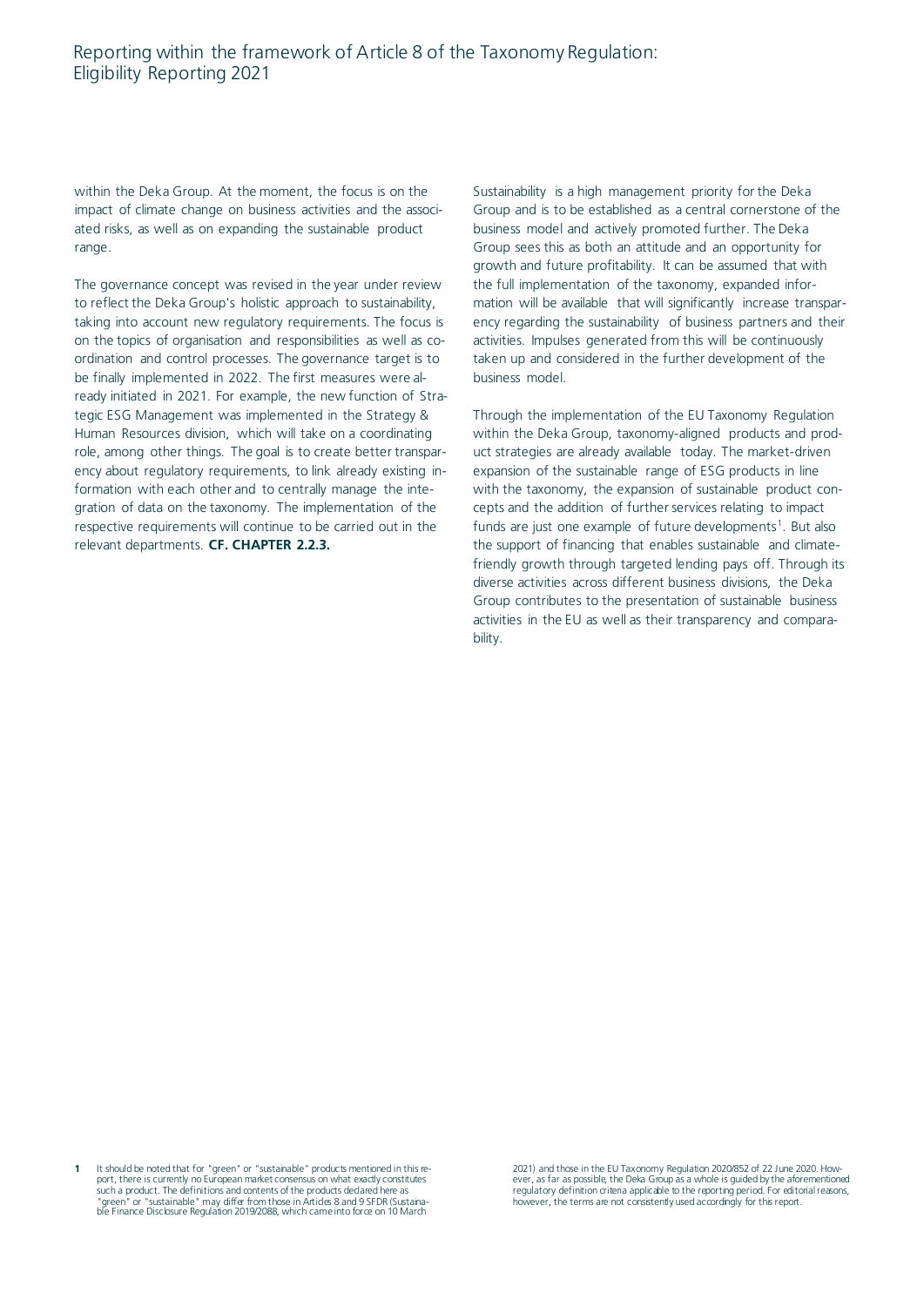within the Deka Group. At the moment, the focus is on the impact of climate change on business activities and the associated risks, as well as on expanding the sustainable product range.

The governance concept was revised in the year under review to reflect the Deka Group's holistic approach to sustainability, taking into account new regulatory requirements. The focus is on the topics of organisation and responsibilities as well as coordination and control processes. The governance target is to be finally implemented in 2022. The first measures were already initiated in 2021. For example, the new function of Strategic ESG Management was implemented in the Strategy & Human Resources division, which will take on a coordinating role, among other things. The goal is to create better transparency about regulatory requirements, to link already existing information with each other and to centrally manage the integration of data on the taxonomy. The implementation of the respective requirements will continue to be carried out in the relevant departments. **CF. CHAPTER 2.2.3.**

Sustainability is a high management priority for the Deka Group and is to be established as a central cornerstone of the business model and actively promoted further. The Deka Group sees this as both an attitude and an opportunity for growth and future profitability. It can be assumed that with the full implementation of the taxonomy, expanded information will be available that will significantly increase transparency regarding the sustainability of business partners and their activities. Impulses generated from this will be continuously taken up and considered in the further development of the business model.

Through the implementation of the EU Taxonomy Regulation within the Deka Group, taxonomy-aligned products and product strategies are already available today. The market-driven expansion of the sustainable range of ESG products in line with the taxonomy, the expansion of sustainable product concepts and the addition of further services relating to impact funds are just one example of future developments[1]. But also the support of financing that enables sustainable and climate-friendly growth through targeted lending pays off. Through its diverse activities across different business divisions, the Deka Group contributes to the presentation of sustainable business activities in the EU as well as their transparency and comparability.

1 It should be noted that for "green" or "sustainable" products mentioned in this report, there is currently no European market consensus on what exactly constitutes such a product. The definitions and contents of the products declared here as "green" or "sustainable" may differ from those in Articles 8 and 9 SFDR (Sustainable Finance Disclosure Regulation 2019/2088, which came into force on 10 March 2021) and those in the EU Taxonomy Regulation 2020/852 of 22 June 2020. However, as far as possible, the Deka Group as a whole is guided by the aforementioned regulatory definition criteria applicable to the reporting period. For editorial reasons, however, the terms are not consistently used accordingly for this report.